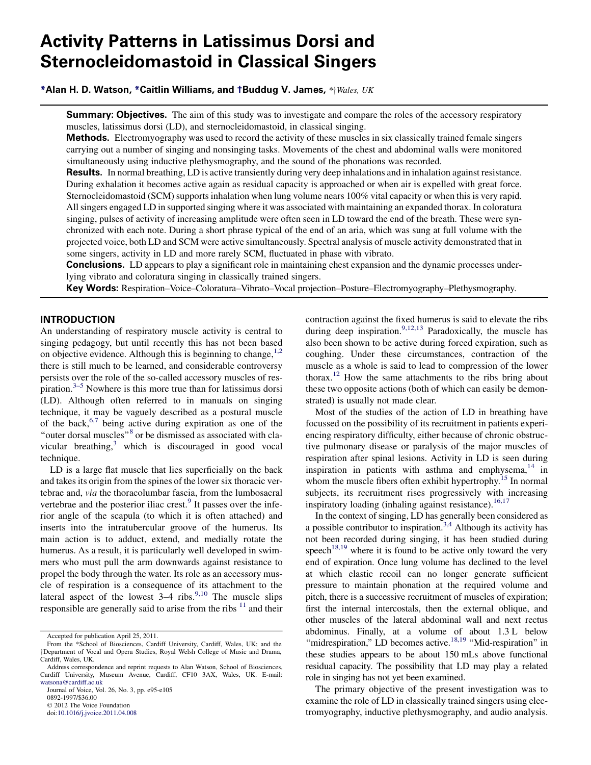# Activity Patterns in Latissimus Dorsi and Sternocleidomastoid in Classical Singers

**\*Alan H. D. Watson, \*Caitlin Williams, and †Buddug V. James,** *\*†Wales, UK*

**Summary: Objectives.** The aim of this study was to investigate and compare the roles of the accessory respiratory muscles, latissimus dorsi (LD), and sternocleidomastoid, in classical singing.

**Methods.** Electromyography was used to record the activity of these muscles in six classically trained female singers carrying out a number of singing and nonsinging tasks. Movements of the chest and abdominal walls were monitored simultaneously using inductive plethysmography, and the sound of the phonations was recorded.

**Results.** In normal breathing, LD is active transiently during very deep inhalations and in inhalation against resistance. During exhalation it becomes active again as residual capacity is approached or when air is expelled with great force. Sternocleidomastoid (SCM) supports inhalation when lung volume nears 100% vital capacity or when this is very rapid. All singers engaged LD in supported singing where it was associated with maintaining an expanded thorax. In coloratura singing, pulses of activity of increasing amplitude were often seen in LD toward the end of the breath. These were synchronized with each note. During a short phrase typical of the end of an aria, which was sung at full volume with the projected voice, both LD and SCM were active simultaneously. Spectral analysis of muscle activity demonstrated that in some singers, activity in LD and more rarely SCM, fluctuated in phase with vibrato.

**Conclusions.** LD appears to play a significant role in maintaining chest expansion and the dynamic processes underlying vibrato and coloratura singing in classically trained singers.

**Key Words:** Respiration–Voice–Coloratura–Vibrato–Vocal projection–Posture–Electromyography–Plethysmography.

## INTRODUCTION

An understanding of respiratory muscle activity is central to singing pedagogy, but until recently this has not been based on objective evidence. Although this is beginning to change,[1,2] there is still much to be learned, and considerable controversy persists over the role of the so-called accessory muscles of respiration.[3–5] Nowhere is this more true than for latissimus dorsi (LD). Although often referred to in manuals on singing technique, it may be vaguely described as a postural muscle of the back,[6,7] being active during expiration as one of the "outer dorsal muscles"[8] or be dismissed as associated with clavicular breathing,[3] which is discouraged in good vocal technique.

LD is a large flat muscle that lies superficially on the back and takes its origin from the spines of the lower six thoracic vertebrae and, *via* the thoracolumbar fascia, from the lumbosacral vertebrae and the posterior iliac crest.[9] It passes over the inferior angle of the scapula (to which it is often attached) and inserts into the intratubercular groove of the humerus. Its main action is to adduct, extend, and medially rotate the humerus. As a result, it is particularly well developed in swimmers who must pull the arm downwards against resistance to propel the body through the water. Its role as an accessory muscle of respiration is a consequence of its attachment to the lateral aspect of the lowest 3–4 ribs.[9,10] The muscle slips responsible are generally said to arise from the ribs [11] and their contraction against the fixed humerus is said to elevate the ribs during deep inspiration.[9,12,13] Paradoxically, the muscle has also been shown to be active during forced expiration, such as coughing. Under these circumstances, contraction of the muscle as a whole is said to lead to compression of the lower thorax.[12] How the same attachments to the ribs bring about these two opposite actions (both of which can easily be demonstrated) is usually not made clear.

Most of the studies of the action of LD in breathing have focussed on the possibility of its recruitment in patients experiencing respiratory difficulty, either because of chronic obstructive pulmonary disease or paralysis of the major muscles of respiration after spinal lesions. Activity in LD is seen during inspiration in patients with asthma and emphysema,[14] in whom the muscle fibers often exhibit hypertrophy.[15] In normal subjects, its recruitment rises progressively with increasing inspiratory loading (inhaling against resistance).[16,17]

In the context of singing, LD has generally been considered as a possible contributor to inspiration.[3,4] Although its activity has not been recorded during singing, it has been studied during speech[18,19] where it is found to be active only toward the very end of expiration. Once lung volume has declined to the level at which elastic recoil can no longer generate sufficient pressure to maintain phonation at the required volume and pitch, there is a successive recruitment of muscles of expiration; first the internal intercostals, then the external oblique, and other muscles of the lateral abdominal wall and next rectus abdominus. Finally, at a volume of about 1.3 L below "midrespiration," LD becomes active.[18,19] "Mid-respiration" in these studies appears to be about 150 mLs above functional residual capacity. The possibility that LD may play a related role in singing has not yet been examined.

The primary objective of the present investigation was to examine the role of LD in classically trained singers using electromyography, inductive plethysmography, and audio analysis.

Accepted for publication April 25, 2011.

From the \*School of Biosciences, Cardiff University, Cardiff, Wales, UK; and the †Department of Vocal and Opera Studies, Royal Welsh College of Music and Drama, Cardiff, Wales, UK.

Address correspondence and reprint requests to Alan Watson, School of Biosciences, Cardiff University, Museum Avenue, Cardiff, CF10 3AX, Wales, UK. E-mail: watsona@cardiff.ac.uk

Journal of Voice, Vol. 26, No. 3, pp. e95-e105
0892-1997/$36.00
© 2012 The Voice Foundation
doi:10.1016/j.jvoice.2011.04.008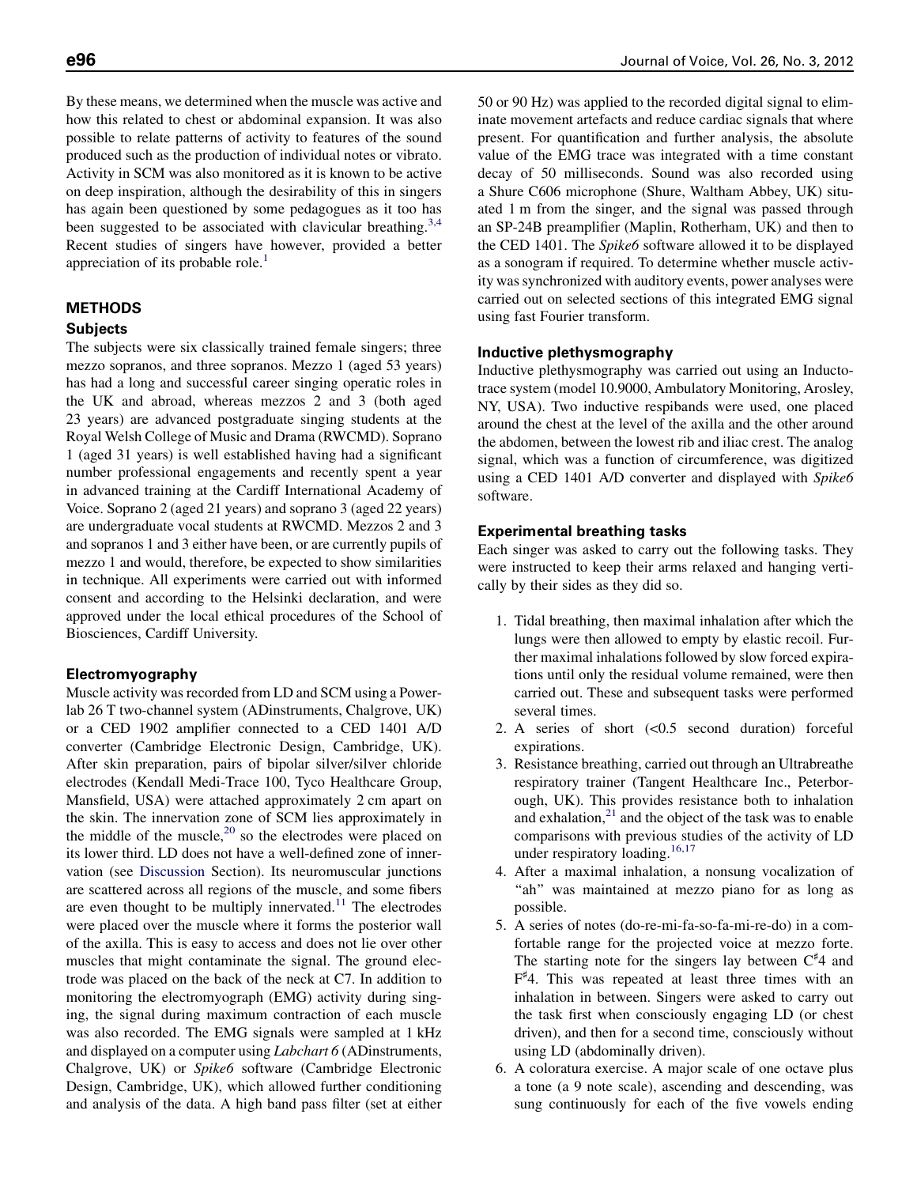By these means, we determined when the muscle was active and how this related to chest or abdominal expansion. It was also possible to relate patterns of activity to features of the sound produced such as the production of individual notes or vibrato. Activity in SCM was also monitored as it is known to be active on deep inspiration, although the desirability of this in singers has again been questioned by some pedagogues as it too has been suggested to be associated with clavicular breathing.[3,4] Recent studies of singers have however, provided a better appreciation of its probable role.[1]

## METHODS

### Subjects

The subjects were six classically trained female singers; three mezzo sopranos, and three sopranos. Mezzo 1 (aged 53 years) has had a long and successful career singing operatic roles in the UK and abroad, whereas mezzos 2 and 3 (both aged 23 years) are advanced postgraduate singing students at the Royal Welsh College of Music and Drama (RWCMD). Soprano 1 (aged 31 years) is well established having had a significant number professional engagements and recently spent a year in advanced training at the Cardiff International Academy of Voice. Soprano 2 (aged 21 years) and soprano 3 (aged 22 years) are undergraduate vocal students at RWCMD. Mezzos 2 and 3 and sopranos 1 and 3 either have been, or are currently pupils of mezzo 1 and would, therefore, be expected to show similarities in technique. All experiments were carried out with informed consent and according to the Helsinki declaration, and were approved under the local ethical procedures of the School of Biosciences, Cardiff University.

### Electromyography

Muscle activity was recorded from LD and SCM using a Powerlab 26 T two-channel system (ADinstruments, Chalgrove, UK) or a CED 1902 amplifier connected to a CED 1401 A/D converter (Cambridge Electronic Design, Cambridge, UK). After skin preparation, pairs of bipolar silver/silver chloride electrodes (Kendall Medi-Trace 100, Tyco Healthcare Group, Mansfield, USA) were attached approximately 2 cm apart on the skin. The innervation zone of SCM lies approximately in the middle of the muscle,[20] so the electrodes were placed on its lower third. LD does not have a well-defined zone of innervation (see Discussion Section). Its neuromuscular junctions are scattered across all regions of the muscle, and some fibers are even thought to be multiply innervated.[11] The electrodes were placed over the muscle where it forms the posterior wall of the axilla. This is easy to access and does not lie over other muscles that might contaminate the signal. The ground electrode was placed on the back of the neck at C7. In addition to monitoring the electromyograph (EMG) activity during singing, the signal during maximum contraction of each muscle was also recorded. The EMG signals were sampled at 1 kHz and displayed on a computer using *Labchart 6* (ADinstruments, Chalgrove, UK) or *Spike6* software (Cambridge Electronic Design, Cambridge, UK), which allowed further conditioning and analysis of the data. A high band pass filter (set at either 50 or 90 Hz) was applied to the recorded digital signal to eliminate movement artefacts and reduce cardiac signals that where present. For quantification and further analysis, the absolute value of the EMG trace was integrated with a time constant decay of 50 milliseconds. Sound was also recorded using a Shure C606 microphone (Shure, Waltham Abbey, UK) situated 1 m from the singer, and the signal was passed through an SP-24B preamplifier (Maplin, Rotherham, UK) and then to the CED 1401. The *Spike6* software allowed it to be displayed as a sonogram if required. To determine whether muscle activity was synchronized with auditory events, power analyses were carried out on selected sections of this integrated EMG signal using fast Fourier transform.

### Inductive plethysmography

Inductive plethysmography was carried out using an Inductotrace system (model 10.9000, Ambulatory Monitoring, Arosley, NY, USA). Two inductive respibands were used, one placed around the chest at the level of the axilla and the other around the abdomen, between the lowest rib and iliac crest. The analog signal, which was a function of circumference, was digitized using a CED 1401 A/D converter and displayed with *Spike6* software.

### Experimental breathing tasks

Each singer was asked to carry out the following tasks. They were instructed to keep their arms relaxed and hanging vertically by their sides as they did so.

1. Tidal breathing, then maximal inhalation after which the lungs were then allowed to empty by elastic recoil. Further maximal inhalations followed by slow forced expirations until only the residual volume remained, were then carried out. These and subsequent tasks were performed several times.
2. A series of short (<0.5 second duration) forceful expirations.
3. Resistance breathing, carried out through an Ultrabreathe respiratory trainer (Tangent Healthcare Inc., Peterborough, UK). This provides resistance both to inhalation and exhalation,[21] and the object of the task was to enable comparisons with previous studies of the activity of LD under respiratory loading.[16,17]
4. After a maximal inhalation, a nonsung vocalization of "ah" was maintained at mezzo piano for as long as possible.
5. A series of notes (do-re-mi-fa-so-fa-mi-re-do) in a comfortable range for the projected voice at mezzo forte. The starting note for the singers lay between C♯4 and F♯4. This was repeated at least three times with an inhalation in between. Singers were asked to carry out the task first when consciously engaging LD (or chest driven), and then for a second time, consciously without using LD (abdominally driven).
6. A coloratura exercise. A major scale of one octave plus a tone (a 9 note scale), ascending and descending, was sung continuously for each of the five vowels ending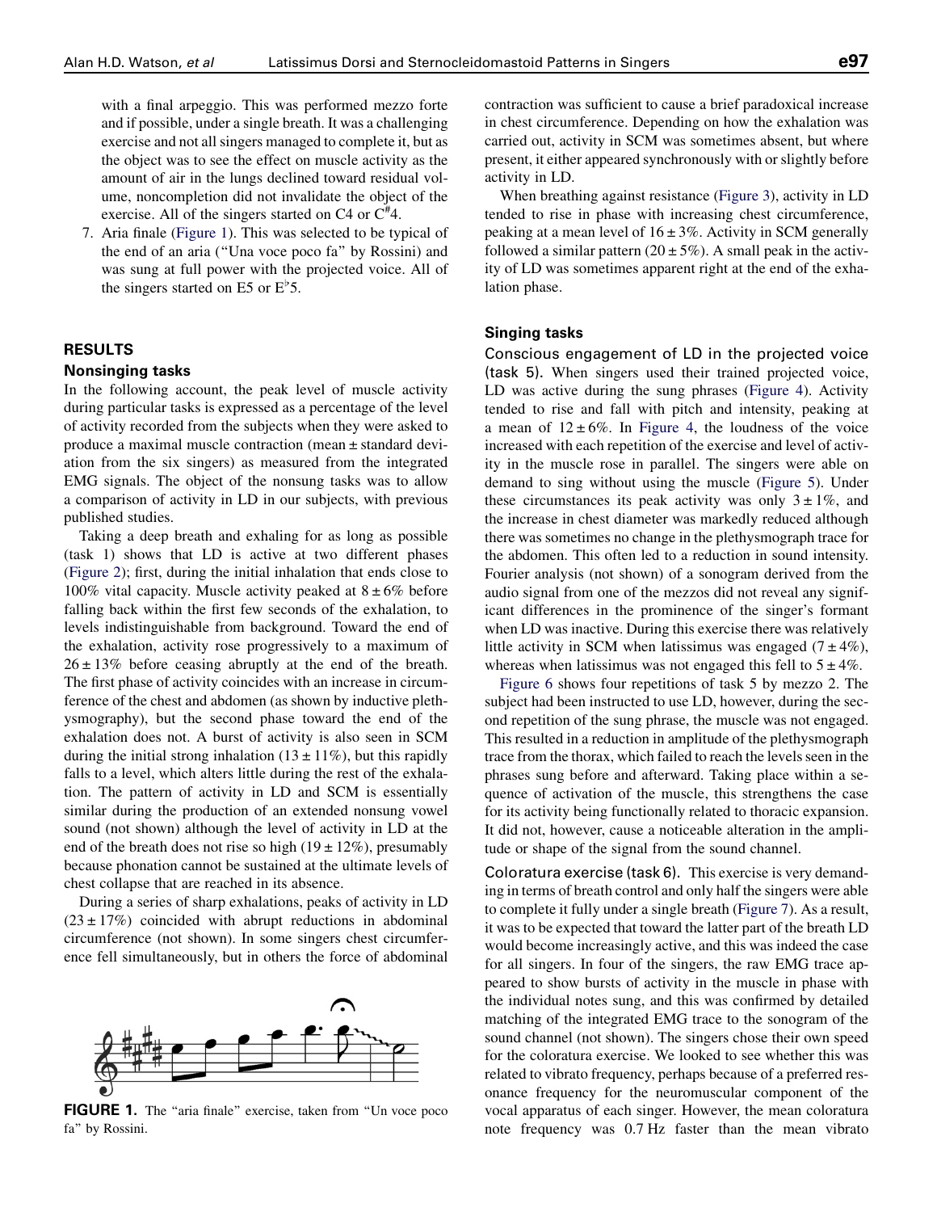with a final arpeggio. This was performed mezzo forte and if possible, under a single breath. It was a challenging exercise and not all singers managed to complete it, but as the object was to see the effect on muscle activity as the amount of air in the lungs declined toward residual volume, noncompletion did not invalidate the object of the exercise. All of the singers started on C4 or C$^{\#}$4.

7. Aria finale (Figure 1). This was selected to be typical of the end of an aria ("Una voce poco fa" by Rossini) and was sung at full power with the projected voice. All of the singers started on E5 or E$^{\flat}$5.

## RESULTS

### Nonsinging tasks

In the following account, the peak level of muscle activity during particular tasks is expressed as a percentage of the level of activity recorded from the subjects when they were asked to produce a maximal muscle contraction (mean ± standard deviation from the six singers) as measured from the integrated EMG signals. The object of the nonsung tasks was to allow a comparison of activity in LD in our subjects, with previous published studies.

Taking a deep breath and exhaling for as long as possible (task 1) shows that LD is active at two different phases (Figure 2); first, during the initial inhalation that ends close to 100% vital capacity. Muscle activity peaked at 8 ± 6% before falling back within the first few seconds of the exhalation, to levels indistinguishable from background. Toward the end of the exhalation, activity rose progressively to a maximum of 26 ± 13% before ceasing abruptly at the end of the breath. The first phase of activity coincides with an increase in circumference of the chest and abdomen (as shown by inductive plethysmography), but the second phase toward the end of the exhalation does not. A burst of activity is also seen in SCM during the initial strong inhalation (13 ± 11%), but this rapidly falls to a level, which alters little during the rest of the exhalation. The pattern of activity in LD and SCM is essentially similar during the production of an extended nonsung vowel sound (not shown) although the level of activity in LD at the end of the breath does not rise so high (19 ± 12%), presumably because phonation cannot be sustained at the ultimate levels of chest collapse that are reached in its absence.

During a series of sharp exhalations, peaks of activity in LD (23 ± 17%) coincided with abrupt reductions in abdominal circumference (not shown). In some singers chest circumference fell simultaneously, but in others the force of abdominal contraction was sufficient to cause a brief paradoxical increase in chest circumference. Depending on how the exhalation was carried out, activity in SCM was sometimes absent, but where present, it either appeared synchronously with or slightly before activity in LD.

When breathing against resistance (Figure 3), activity in LD tended to rise in phase with increasing chest circumference, peaking at a mean level of 16 ± 3%. Activity in SCM generally followed a similar pattern (20 ± 5%). A small peak in the activity of LD was sometimes apparent right at the end of the exhalation phase.

### Singing tasks

#### Conscious engagement of LD in the projected voice (task 5).

When singers used their trained projected voice, LD was active during the sung phrases (Figure 4). Activity tended to rise and fall with pitch and intensity, peaking at a mean of 12 ± 6%. In Figure 4, the loudness of the voice increased with each repetition of the exercise and level of activity in the muscle rose in parallel. The singers were able on demand to sing without using the muscle (Figure 5). Under these circumstances its peak activity was only 3 ± 1%, and the increase in chest diameter was markedly reduced although there was sometimes no change in the plethysmograph trace for the abdomen. This often led to a reduction in sound intensity. Fourier analysis (not shown) of a sonogram derived from the audio signal from one of the mezzos did not reveal any significant differences in the prominence of the singer's formant when LD was inactive. During this exercise there was relatively little activity in SCM when latissimus was engaged (7 ± 4%), whereas when latissimus was not engaged this fell to 5 ± 4%.

Figure 6 shows four repetitions of task 5 by mezzo 2. The subject had been instructed to use LD, however, during the second repetition of the sung phrase, the muscle was not engaged. This resulted in a reduction in amplitude of the plethysmograph trace from the thorax, which failed to reach the levels seen in the phrases sung before and afterward. Taking place within a sequence of activation of the muscle, this strengthens the case for its activity being functionally related to thoracic expansion. It did not, however, cause a noticeable alteration in the amplitude or shape of the signal from the sound channel.

#### Coloratura exercise (task 6).

This exercise is very demanding in terms of breath control and only half the singers were able to complete it fully under a single breath (Figure 7). As a result, it was to be expected that toward the latter part of the breath LD would become increasingly active, and this was indeed the case for all singers. In four of the singers, the raw EMG trace appeared to show bursts of activity in the muscle in phase with the individual notes sung, and this was confirmed by detailed matching of the integrated EMG trace to the sonogram of the sound channel (not shown). The singers chose their own speed for the coloratura exercise. We looked to see whether this was related to vibrato frequency, perhaps because of a preferred resonance frequency for the neuromuscular component of the vocal apparatus of each singer. However, the mean coloratura note frequency was 0.7 Hz faster than the mean vibrato

**FIGURE 1.** The "aria finale" exercise, taken from "Un voce poco fa" by Rossini.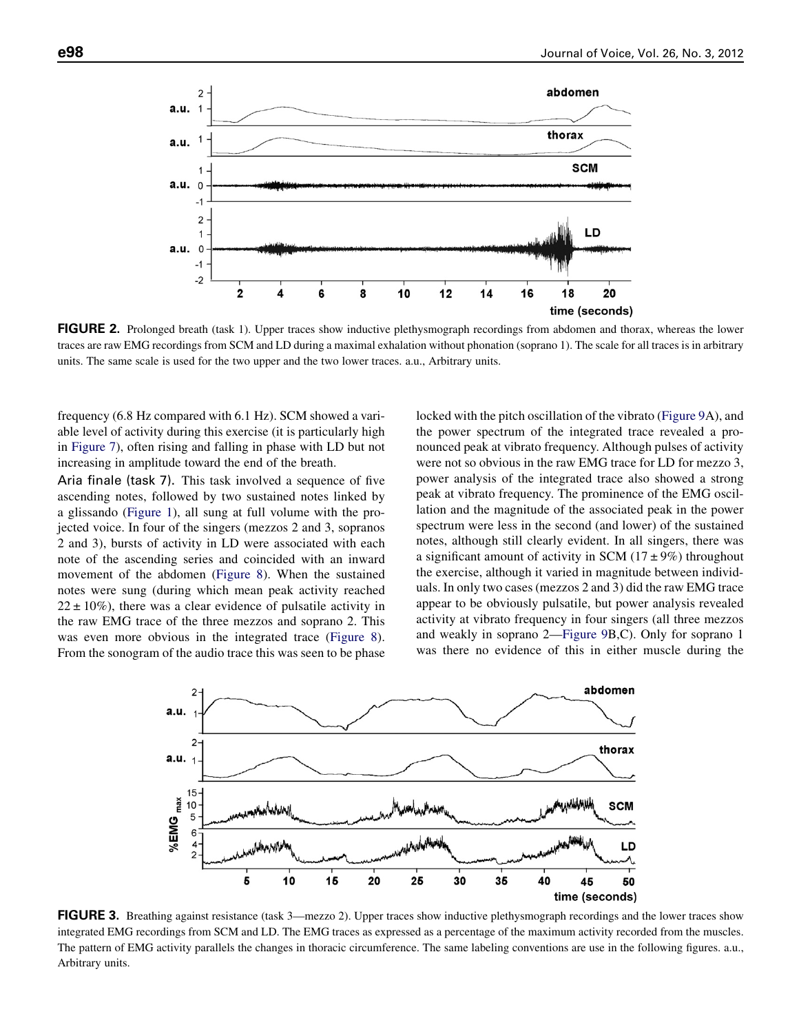2
a.u. 1
abdomen

a.u. 1
thorax

1
a.u. 0
-1
SCM

2
1
a.u. 0
-1
-2
LD

2 4 6 8 10 12 14 16 18 20
time (seconds)

**FIGURE 2.** Prolonged breath (task 1). Upper traces show inductive plethysmograph recordings from abdomen and thorax, whereas the lower traces are raw EMG recordings from SCM and LD during a maximal exhalation without phonation (soprano 1). The scale for all traces is in arbitrary units. The same scale is used for the two upper and the two lower traces. a.u., Arbitrary units.

frequency (6.8 Hz compared with 6.1 Hz). SCM showed a variable level of activity during this exercise (it is particularly high in Figure 7), often rising and falling in phase with LD but not increasing in amplitude toward the end of the breath.

**Aria finale (task 7).** This task involved a sequence of five ascending notes, followed by two sustained notes linked by a glissando (Figure 1), all sung at full volume with the projected voice. In four of the singers (mezzos 2 and 3, sopranos 2 and 3), bursts of activity in LD were associated with each note of the ascending series and coincided with an inward movement of the abdomen (Figure 8). When the sustained notes were sung (during which mean peak activity reached $22 \pm 10\%$), there was a clear evidence of pulsatile activity in the raw EMG trace of the three mezzos and soprano 2. This was even more obvious in the integrated trace (Figure 8). From the sonogram of the audio trace this was seen to be phase locked with the pitch oscillation of the vibrato (Figure 9A), and the power spectrum of the integrated trace revealed a pronounced peak at vibrato frequency. Although pulses of activity were not so obvious in the raw EMG trace for LD for mezzo 3, power analysis of the integrated trace also showed a strong peak at vibrato frequency. The prominence of the EMG oscillation and the magnitude of the associated peak in the power spectrum were less in the second (and lower) of the sustained notes, although still clearly evident. In all singers, there was a significant amount of activity in SCM ($17 \pm 9\%$) throughout the exercise, although it varied in magnitude between individuals. In only two cases (mezzos 2 and 3) did the raw EMG trace appear to be obviously pulsatile, but power analysis revealed activity at vibrato frequency in four singers (all three mezzos and weakly in soprano 2—Figure 9B,C). Only for soprano 1 was there no evidence of this in either muscle during the

2
a.u. 1
abdomen

2
a.u. 1
thorax

15
10
5
SCM

%EMG max
6
4
2
LD

5 10 15 20 25 30 35 40 45 50
time (seconds)

**FIGURE 3.** Breathing against resistance (task 3—mezzo 2). Upper traces show inductive plethysmograph recordings and the lower traces show integrated EMG recordings from SCM and LD. The EMG traces as expressed as a percentage of the maximum activity recorded from the muscles. The pattern of EMG activity parallels the changes in thoracic circumference. The same labeling conventions are use in the following figures. a.u., Arbitrary units.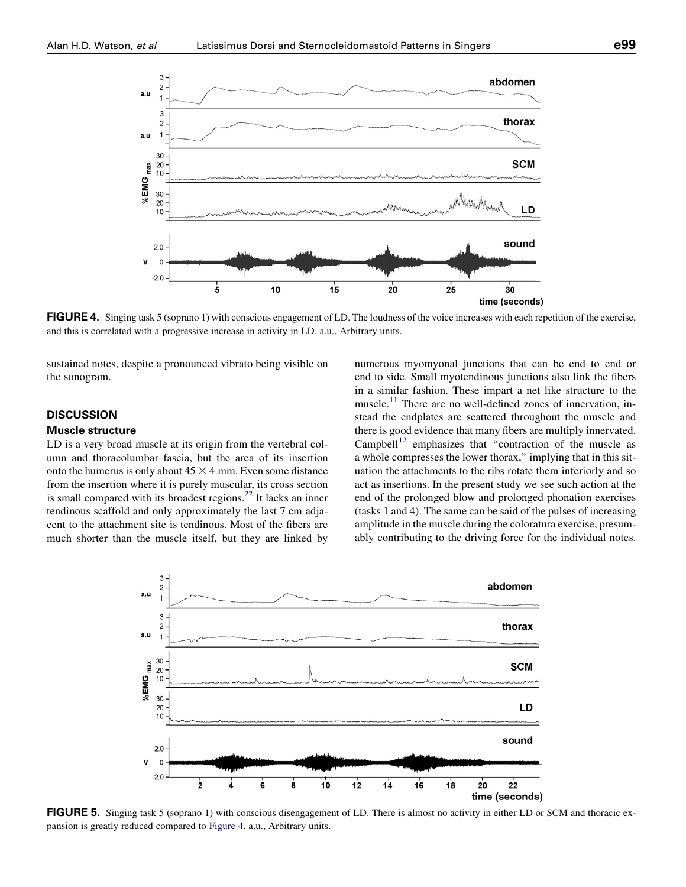abdomen
a.u
3
2
1

thorax
a.u
3
2
1

SCM
%EMG max
30
20
10

LD
30
20
10

sound
V
2.0
0
-2.0

5 10 15 20 25 30
time (seconds)

**FIGURE 4.** Singing task 5 (soprano 1) with conscious engagement of LD. The loudness of the voice increases with each repetition of the exercise, and this is correlated with a progressive increase in activity in LD. a.u., Arbitrary units.

sustained notes, despite a pronounced vibrato being visible on the sonogram.

## DISCUSSION

### Muscle structure

LD is a very broad muscle at its origin from the vertebral column and thoracolumbar fascia, but the area of its insertion onto the humerus is only about $45 \times 4$ mm. Even some distance from the insertion where it is purely muscular, its cross section is small compared with its broadest regions.[22] It lacks an inner tendinous scaffold and only approximately the last 7 cm adjacent to the attachment site is tendinous. Most of the fibers are much shorter than the muscle itself, but they are linked by numerous myomyonal junctions that can be end to end or end to side. Small myotendinous junctions also link the fibers in a similar fashion. These impart a net like structure to the muscle.[11] There are no well-defined zones of innervation, instead the endplates are scattered throughout the muscle and there is good evidence that many fibers are multiply innervated. Campbell[12] emphasizes that "contraction of the muscle as a whole compresses the lower thorax," implying that in this situation the attachments to the ribs rotate them inferiorly and so act as insertions. In the present study we see such action at the end of the prolonged blow and prolonged phonation exercises (tasks 1 and 4). The same can be said of the pulses of increasing amplitude in the muscle during the coloratura exercise, presumably contributing to the driving force for the individual notes.

abdomen
a.u
3
2
1

thorax
a.u
3
2
1

SCM
%EMG max
30
20
10

LD
30
20
10

sound
V
2.0
0
-2.0

2 4 6 8 10 12 14 16 18 20 22
time (seconds)

**FIGURE 5.** Singing task 5 (soprano 1) with conscious disengagement of LD. There is almost no activity in either LD or SCM and thoracic expansion is greatly reduced compared to Figure 4. a.u., Arbitrary units.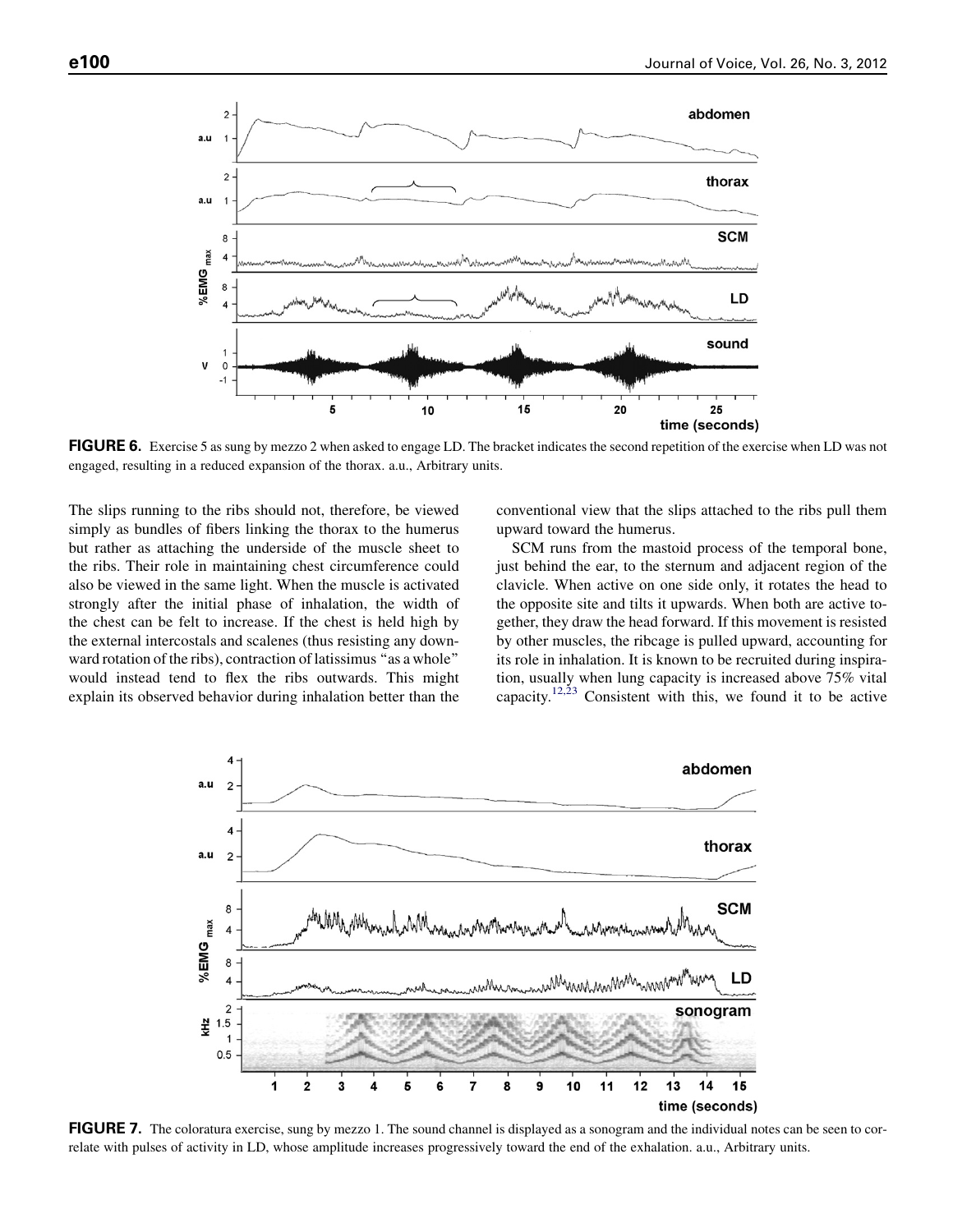abdomen

a.u 2 1

thorax

a.u 2 1

SCM

%EMG max 8 4

LD

8 4

sound

V 1 0 -1

5 10 15 20 25

time (seconds)

**FIGURE 6.** Exercise 5 as sung by mezzo 2 when asked to engage LD. The bracket indicates the second repetition of the exercise when LD was not engaged, resulting in a reduced expansion of the thorax. a.u., Arbitrary units.

The slips running to the ribs should not, therefore, be viewed simply as bundles of fibers linking the thorax to the humerus but rather as attaching the underside of the muscle sheet to the ribs. Their role in maintaining chest circumference could also be viewed in the same light. When the muscle is activated strongly after the initial phase of inhalation, the width of the chest can be felt to increase. If the chest is held high by the external intercostals and scalenes (thus resisting any downward rotation of the ribs), contraction of latissimus "as a whole" would instead tend to flex the ribs outwards. This might explain its observed behavior during inhalation better than the conventional view that the slips attached to the ribs pull them upward toward the humerus.

SCM runs from the mastoid process of the temporal bone, just behind the ear, to the sternum and adjacent region of the clavicle. When active on one side only, it rotates the head to the opposite site and tilts it upwards. When both are active together, they draw the head forward. If this movement is resisted by other muscles, the ribcage is pulled upward, accounting for its role in inhalation. It is known to be recruited during inspiration, usually when lung capacity is increased above 75% vital capacity.[12,23] Consistent with this, we found it to be active

abdomen

a.u 4 2

thorax

a.u 4 2

SCM

%EMG max 8 4

LD

8 4

sonogram

kHz 2 1.5 1 0.5

1 2 3 4 5 6 7 8 9 10 11 12 13 14 15

time (seconds)

**FIGURE 7.** The coloratura exercise, sung by mezzo 1. The sound channel is displayed as a sonogram and the individual notes can be seen to correlate with pulses of activity in LD, whose amplitude increases progressively toward the end of the exhalation. a.u., Arbitrary units.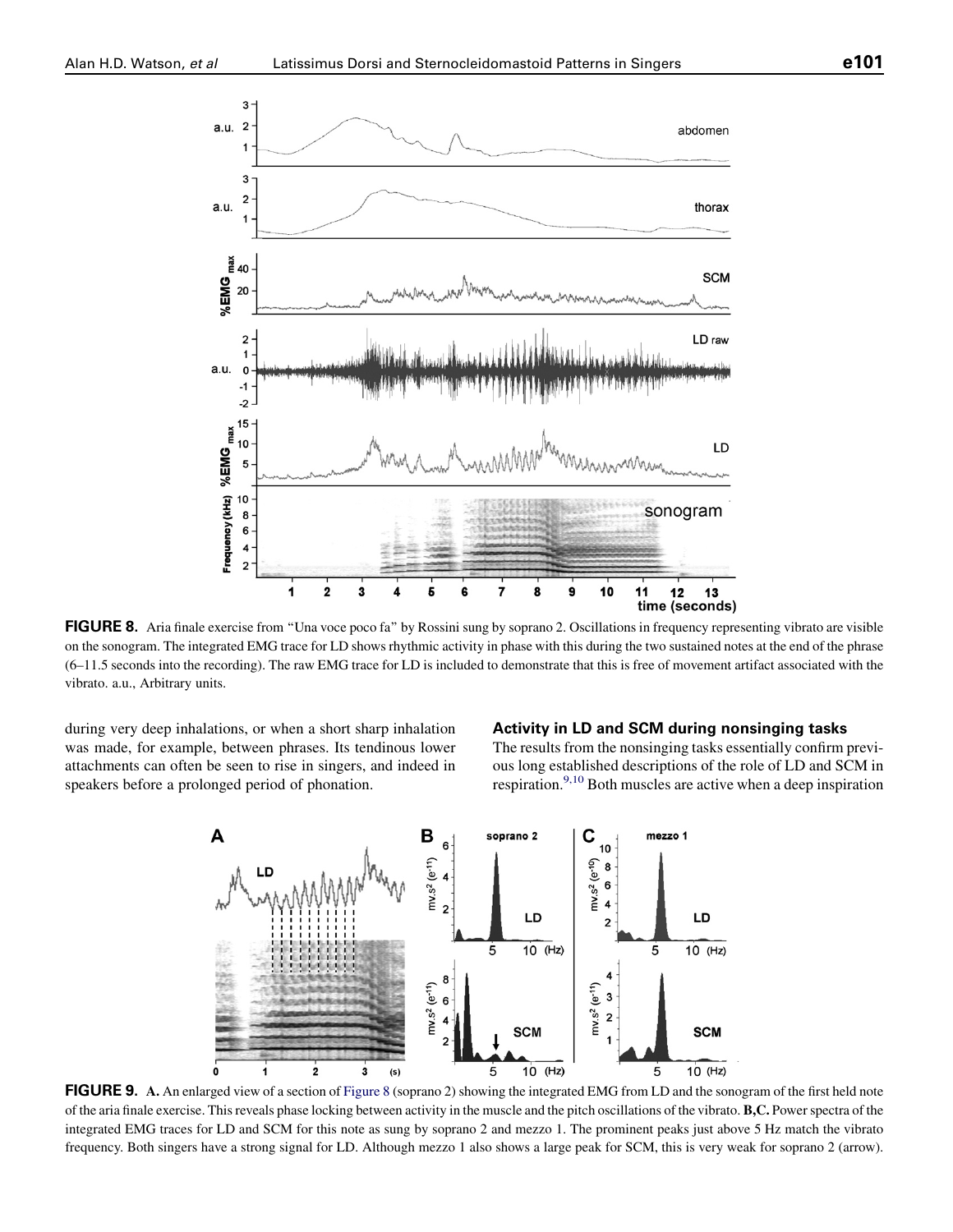abdomen

a.u. 3 2 1

thorax

a.u. 3 2 1

%EMG max 40 20

SCM

LD raw

a.u. 2 1 0 -1 -2

%EMG max 15 10 5

LD

sonogram

Frequency (kHz) 10 8 6 4 2

1 2 3 4 5 6 7 8 9 10 11 12 13

time (seconds)

**FIGURE 8.** Aria finale exercise from "Una voce poco fa" by Rossini sung by soprano 2. Oscillations in frequency representing vibrato are visible on the sonogram. The integrated EMG trace for LD shows rhythmic activity in phase with this during the two sustained notes at the end of the phrase (6–11.5 seconds into the recording). The raw EMG trace for LD is included to demonstrate that this is free of movement artifact associated with the vibrato. a.u., Arbitrary units.

during very deep inhalations, or when a short sharp inhalation was made, for example, between phrases. Its tendinous lower attachments can often be seen to rise in singers, and indeed in speakers before a prolonged period of phonation.

### Activity in LD and SCM during nonsinging tasks

The results from the nonsinging tasks essentially confirm previous long established descriptions of the role of LD and SCM in respiration.[9,10] Both muscles are active when a deep inspiration

A

LD

0 1 2 3 (s)

B soprano 2

$mv.s^2$ ($e^{-11}$) 6 4 2

LD

5 10 (Hz)

$mv.s^2$ ($e^{-11}$) 8 6 4 2

SCM

5 10 (Hz)

C mezzo 1

$mv.s^2$ ($e^{-10}$) 10 8 6 4 2

LD

5 10 (Hz)

$mv.s^2$ ($e^{-11}$) 4 3 2 1

SCM

5 10 (Hz)

**FIGURE 9.** **A.** An enlarged view of a section of Figure 8 (soprano 2) showing the integrated EMG from LD and the sonogram of the first held note of the aria finale exercise. This reveals phase locking between activity in the muscle and the pitch oscillations of the vibrato. **B,C.** Power spectra of the integrated EMG traces for LD and SCM for this note as sung by soprano 2 and mezzo 1. The prominent peaks just above 5 Hz match the vibrato frequency. Both singers have a strong signal for LD. Although mezzo 1 also shows a large peak for SCM, this is very weak for soprano 2 (arrow).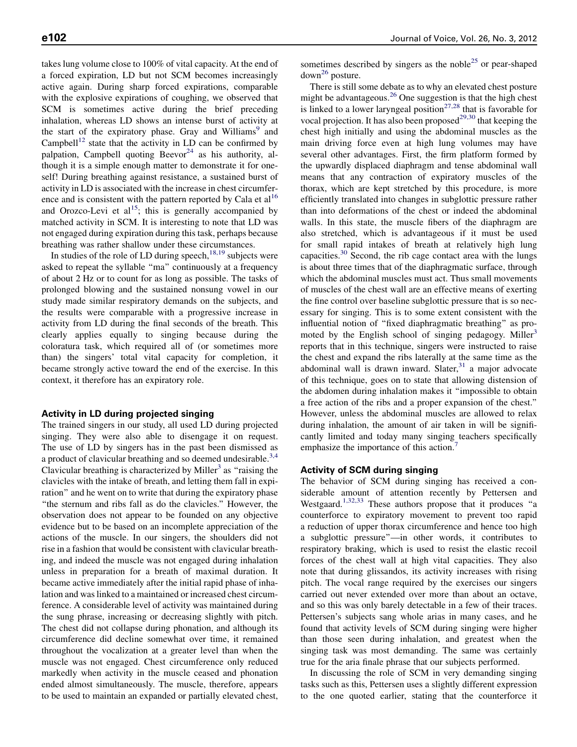takes lung volume close to 100% of vital capacity. At the end of a forced expiration, LD but not SCM becomes increasingly active again. During sharp forced expirations, comparable with the explosive expirations of coughing, we observed that SCM is sometimes active during the brief preceding inhalation, whereas LD shows an intense burst of activity at the start of the expiratory phase. Gray and Williams[9] and Campbell[12] state that the activity in LD can be confirmed by palpation, Campbell quoting Beevor[24] as his authority, although it is a simple enough matter to demonstrate it for oneself! During breathing against resistance, a sustained burst of activity in LD is associated with the increase in chest circumference and is consistent with the pattern reported by Cala et al[16] and Orozco-Levi et al[15]; this is generally accompanied by matched activity in SCM. It is interesting to note that LD was not engaged during expiration during this task, perhaps because breathing was rather shallow under these circumstances.

In studies of the role of LD during speech,[18,19] subjects were asked to repeat the syllable "ma" continuously at a frequency of about 2 Hz or to count for as long as possible. The tasks of prolonged blowing and the sustained nonsung vowel in our study made similar respiratory demands on the subjects, and the results were comparable with a progressive increase in activity from LD during the final seconds of the breath. This clearly applies equally to singing because during the coloratura task, which required all of (or sometimes more than) the singers' total vital capacity for completion, it became strongly active toward the end of the exercise. In this context, it therefore has an expiratory role.

### Activity in LD during projected singing

The trained singers in our study, all used LD during projected singing. They were also able to disengage it on request. The use of LD by singers has in the past been dismissed as a product of clavicular breathing and so deemed undesirable.[3,4] Clavicular breathing is characterized by Miller[3] as "raising the clavicles with the intake of breath, and letting them fall in expiration" and he went on to write that during the expiratory phase "the sternum and ribs fall as do the clavicles." However, the observation does not appear to be founded on any objective evidence but to be based on an incomplete appreciation of the actions of the muscle. In our singers, the shoulders did not rise in a fashion that would be consistent with clavicular breathing, and indeed the muscle was not engaged during inhalation unless in preparation for a breath of maximal duration. It became active immediately after the initial rapid phase of inhalation and was linked to a maintained or increased chest circumference. A considerable level of activity was maintained during the sung phrase, increasing or decreasing slightly with pitch. The chest did not collapse during phonation, and although its circumference did decline somewhat over time, it remained throughout the vocalization at a greater level than when the muscle was not engaged. Chest circumference only reduced markedly when activity in the muscle ceased and phonation ended almost simultaneously. The muscle, therefore, appears to be used to maintain an expanded or partially elevated chest, sometimes described by singers as the noble[25] or pear-shaped down[26] posture.

There is still some debate as to why an elevated chest posture might be advantageous.[26] One suggestion is that the high chest is linked to a lower laryngeal position[27,28] that is favorable for vocal projection. It has also been proposed[29,30] that keeping the chest high initially and using the abdominal muscles as the main driving force even at high lung volumes may have several other advantages. First, the firm platform formed by the upwardly displaced diaphragm and tense abdominal wall means that any contraction of expiratory muscles of the thorax, which are kept stretched by this procedure, is more efficiently translated into changes in subglottic pressure rather than into deformations of the chest or indeed the abdominal walls. In this state, the muscle fibers of the diaphragm are also stretched, which is advantageous if it must be used for small rapid intakes of breath at relatively high lung capacities.[30] Second, the rib cage contact area with the lungs is about three times that of the diaphragmatic surface, through which the abdominal muscles must act. Thus small movements of muscles of the chest wall are an effective means of exerting the fine control over baseline subglottic pressure that is so necessary for singing. This is to some extent consistent with the influential notion of "fixed diaphragmatic breathing" as promoted by the English school of singing pedagogy. Miller[3] reports that in this technique, singers were instructed to raise the chest and expand the ribs laterally at the same time as the abdominal wall is drawn inward. Slater,[31] a major advocate of this technique, goes on to state that allowing distension of the abdomen during inhalation makes it "impossible to obtain a free action of the ribs and a proper expansion of the chest." However, unless the abdominal muscles are allowed to relax during inhalation, the amount of air taken in will be significantly limited and today many singing teachers specifically emphasize the importance of this action.[7]

### Activity of SCM during singing

The behavior of SCM during singing has received a considerable amount of attention recently by Pettersen and Westgaard.[1,32,33] These authors propose that it produces "a counterforce to expiratory movement to prevent too rapid a reduction of upper thorax circumference and hence too high a subglottic pressure"—in other words, it contributes to respiratory braking, which is used to resist the elastic recoil forces of the chest wall at high vital capacities. They also note that during glissandos, its activity increases with rising pitch. The vocal range required by the exercises our singers carried out never extended over more than about an octave, and so this was only barely detectable in a few of their traces. Pettersen's subjects sang whole arias in many cases, and he found that activity levels of SCM during singing were higher than those seen during inhalation, and greatest when the singing task was most demanding. The same was certainly true for the aria finale phrase that our subjects performed.

In discussing the role of SCM in very demanding singing tasks such as this, Pettersen uses a slightly different expression to the one quoted earlier, stating that the counterforce it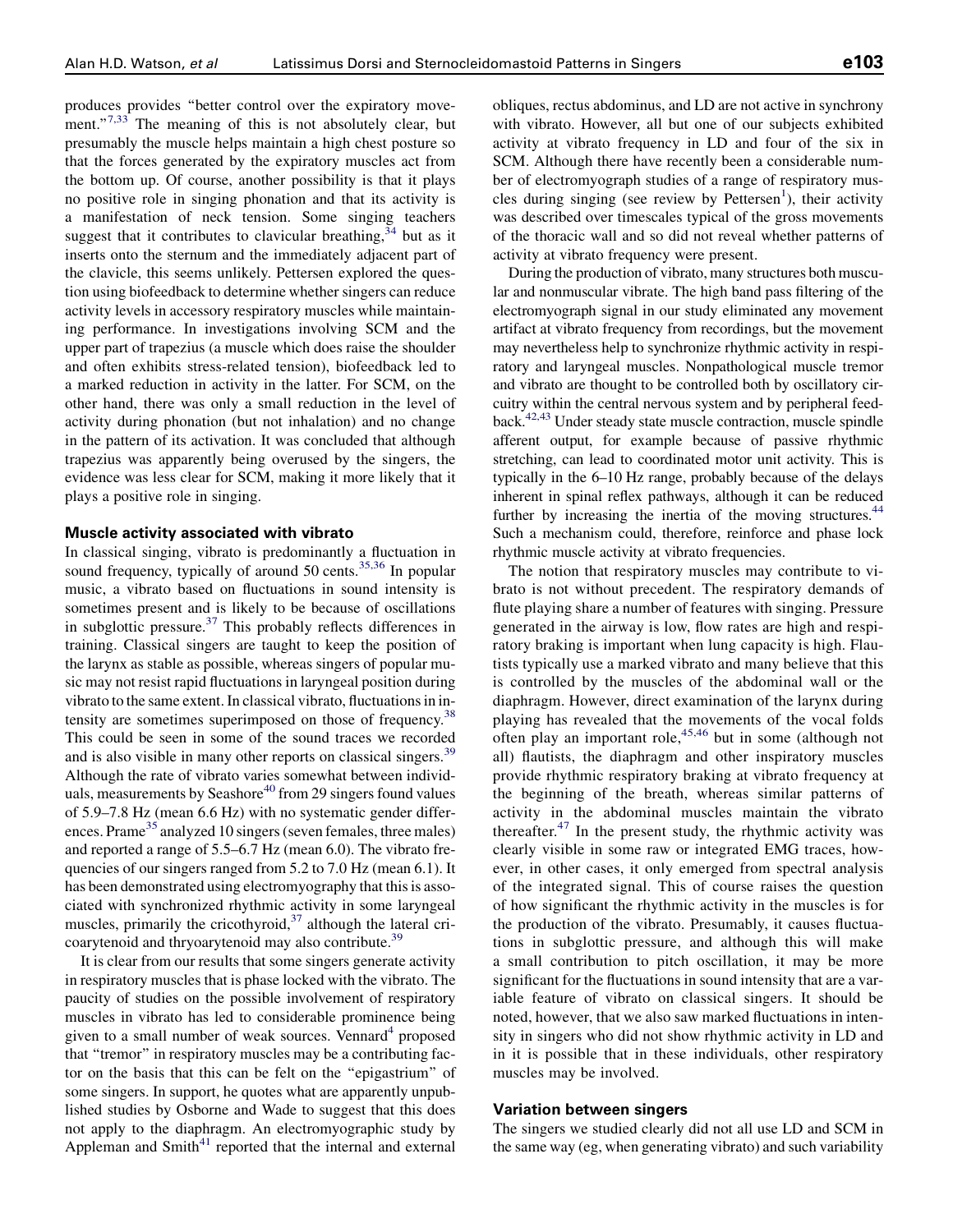produces provides "better control over the expiratory movement."[7,33] The meaning of this is not absolutely clear, but presumably the muscle helps maintain a high chest posture so that the forces generated by the expiratory muscles act from the bottom up. Of course, another possibility is that it plays no positive role in singing phonation and that its activity is a manifestation of neck tension. Some singing teachers suggest that it contributes to clavicular breathing,[34] but as it inserts onto the sternum and the immediately adjacent part of the clavicle, this seems unlikely. Pettersen explored the question using biofeedback to determine whether singers can reduce activity levels in accessory respiratory muscles while maintaining performance. In investigations involving SCM and the upper part of trapezius (a muscle which does raise the shoulder and often exhibits stress-related tension), biofeedback led to a marked reduction in activity in the latter. For SCM, on the other hand, there was only a small reduction in the level of activity during phonation (but not inhalation) and no change in the pattern of its activation. It was concluded that although trapezius was apparently being overused by the singers, the evidence was less clear for SCM, making it more likely that it plays a positive role in singing.

### Muscle activity associated with vibrato

In classical singing, vibrato is predominantly a fluctuation in sound frequency, typically of around 50 cents.[35,36] In popular music, a vibrato based on fluctuations in sound intensity is sometimes present and is likely to be because of oscillations in subglottic pressure.[37] This probably reflects differences in training. Classical singers are taught to keep the position of the larynx as stable as possible, whereas singers of popular music may not resist rapid fluctuations in laryngeal position during vibrato to the same extent. In classical vibrato, fluctuations in intensity are sometimes superimposed on those of frequency.[38] This could be seen in some of the sound traces we recorded and is also visible in many other reports on classical singers.[39] Although the rate of vibrato varies somewhat between individuals, measurements by Seashore[40] from 29 singers found values of 5.9–7.8 Hz (mean 6.6 Hz) with no systematic gender differences. Prame[35] analyzed 10 singers (seven females, three males) and reported a range of 5.5–6.7 Hz (mean 6.0). The vibrato frequencies of our singers ranged from 5.2 to 7.0 Hz (mean 6.1). It has been demonstrated using electromyography that this is associated with synchronized rhythmic activity in some laryngeal muscles, primarily the cricothyroid,[37] although the lateral cricoarytenoid and thryoarytenoid may also contribute.[39]

It is clear from our results that some singers generate activity in respiratory muscles that is phase locked with the vibrato. The paucity of studies on the possible involvement of respiratory muscles in vibrato has led to considerable prominence being given to a small number of weak sources. Vennard[4] proposed that "tremor" in respiratory muscles may be a contributing factor on the basis that this can be felt on the "epigastrium" of some singers. In support, he quotes what are apparently unpublished studies by Osborne and Wade to suggest that this does not apply to the diaphragm. An electromyographic study by Appleman and Smith[41] reported that the internal and external obliques, rectus abdominus, and LD are not active in synchrony with vibrato. However, all but one of our subjects exhibited activity at vibrato frequency in LD and four of the six in SCM. Although there have recently been a considerable number of electromyograph studies of a range of respiratory muscles during singing (see review by Pettersen[1]), their activity was described over timescales typical of the gross movements of the thoracic wall and so did not reveal whether patterns of activity at vibrato frequency were present.

During the production of vibrato, many structures both muscular and nonmuscular vibrate. The high band pass filtering of the electromyograph signal in our study eliminated any movement artifact at vibrato frequency from recordings, but the movement may nevertheless help to synchronize rhythmic activity in respiratory and laryngeal muscles. Nonpathological muscle tremor and vibrato are thought to be controlled both by oscillatory circuitry within the central nervous system and by peripheral feedback.[42,43] Under steady state muscle contraction, muscle spindle afferent output, for example because of passive rhythmic stretching, can lead to coordinated motor unit activity. This is typically in the 6–10 Hz range, probably because of the delays inherent in spinal reflex pathways, although it can be reduced further by increasing the inertia of the moving structures.[44] Such a mechanism could, therefore, reinforce and phase lock rhythmic muscle activity at vibrato frequencies.

The notion that respiratory muscles may contribute to vibrato is not without precedent. The respiratory demands of flute playing share a number of features with singing. Pressure generated in the airway is low, flow rates are high and respiratory braking is important when lung capacity is high. Flautists typically use a marked vibrato and many believe that this is controlled by the muscles of the abdominal wall or the diaphragm. However, direct examination of the larynx during playing has revealed that the movements of the vocal folds often play an important role,[45,46] but in some (although not all) flautists, the diaphragm and other inspiratory muscles provide rhythmic respiratory braking at vibrato frequency at the beginning of the breath, whereas similar patterns of activity in the abdominal muscles maintain the vibrato thereafter.[47] In the present study, the rhythmic activity was clearly visible in some raw or integrated EMG traces, however, in other cases, it only emerged from spectral analysis of the integrated signal. This of course raises the question of how significant the rhythmic activity in the muscles is for the production of the vibrato. Presumably, it causes fluctuations in subglottic pressure, and although this will make a small contribution to pitch oscillation, it may be more significant for the fluctuations in sound intensity that are a variable feature of vibrato on classical singers. It should be noted, however, that we also saw marked fluctuations in intensity in singers who did not show rhythmic activity in LD and in it is possible that in these individuals, other respiratory muscles may be involved.

### Variation between singers

The singers we studied clearly did not all use LD and SCM in the same way (eg, when generating vibrato) and such variability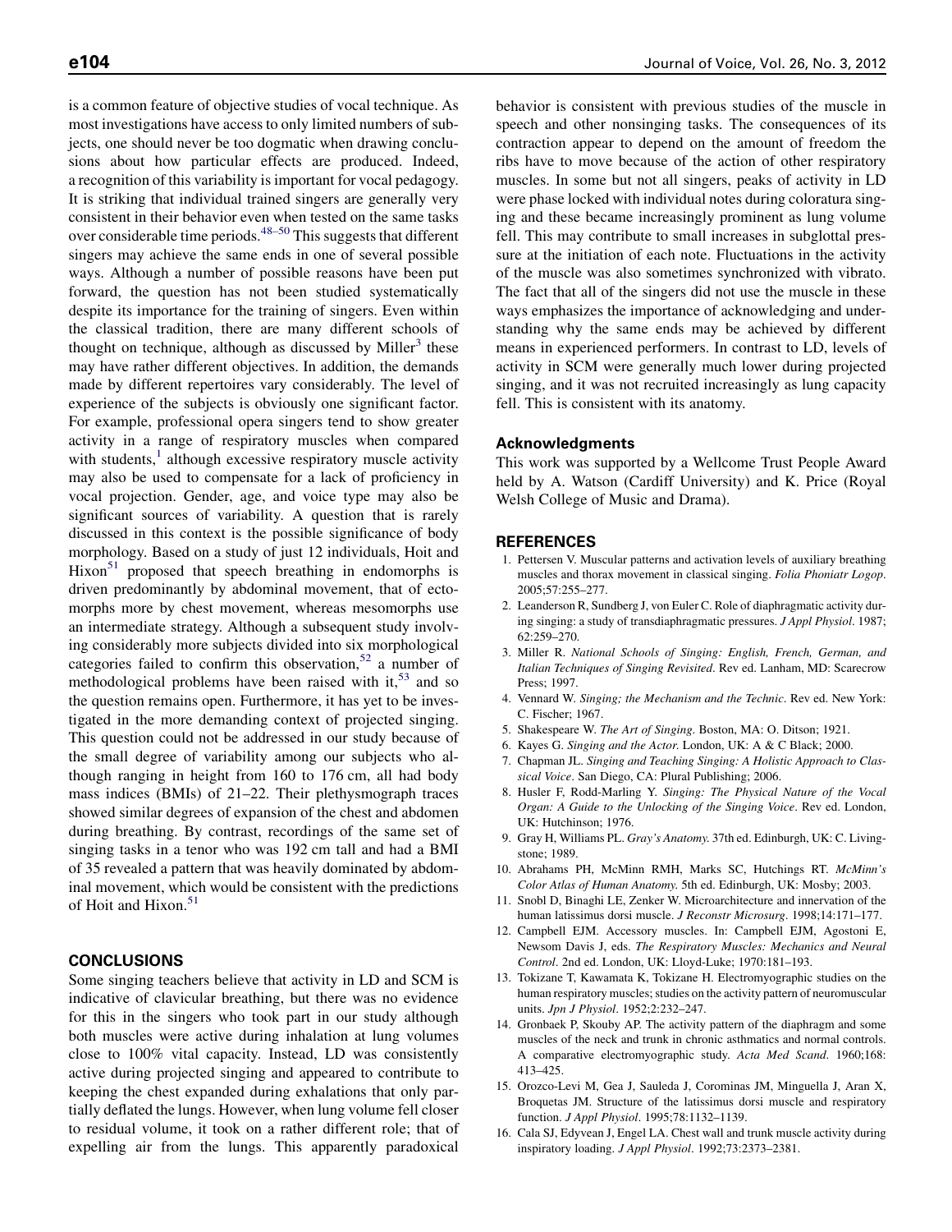is a common feature of objective studies of vocal technique. As most investigations have access to only limited numbers of subjects, one should never be too dogmatic when drawing conclusions about how particular effects are produced. Indeed, a recognition of this variability is important for vocal pedagogy. It is striking that individual trained singers are generally very consistent in their behavior even when tested on the same tasks over considerable time periods.[48–50] This suggests that different singers may achieve the same ends in one of several possible ways. Although a number of possible reasons have been put forward, the question has not been studied systematically despite its importance for the training of singers. Even within the classical tradition, there are many different schools of thought on technique, although as discussed by Miller[3] these may have rather different objectives. In addition, the demands made by different repertoires vary considerably. The level of experience of the subjects is obviously one significant factor. For example, professional opera singers tend to show greater activity in a range of respiratory muscles when compared with students,[1] although excessive respiratory muscle activity may also be used to compensate for a lack of proficiency in vocal projection. Gender, age, and voice type may also be significant sources of variability. A question that is rarely discussed in this context is the possible significance of body morphology. Based on a study of just 12 individuals, Hoit and Hixon[51] proposed that speech breathing in endomorphs is driven predominantly by abdominal movement, that of ectomorphs more by chest movement, whereas mesomorphs use an intermediate strategy. Although a subsequent study involving considerably more subjects divided into six morphological categories failed to confirm this observation,[52] a number of methodological problems have been raised with it,[53] and so the question remains open. Furthermore, it has yet to be investigated in the more demanding context of projected singing. This question could not be addressed in our study because of the small degree of variability among our subjects who although ranging in height from 160 to 176 cm, all had body mass indices (BMIs) of 21–22. Their plethysmograph traces showed similar degrees of expansion of the chest and abdomen during breathing. By contrast, recordings of the same set of singing tasks in a tenor who was 192 cm tall and had a BMI of 35 revealed a pattern that was heavily dominated by abdominal movement, which would be consistent with the predictions of Hoit and Hixon.[51]

## CONCLUSIONS

Some singing teachers believe that activity in LD and SCM is indicative of clavicular breathing, but there was no evidence for this in the singers who took part in our study although both muscles were active during inhalation at lung volumes close to 100% vital capacity. Instead, LD was consistently active during projected singing and appeared to contribute to keeping the chest expanded during exhalations that only partially deflated the lungs. However, when lung volume fell closer to residual volume, it took on a rather different role; that of expelling air from the lungs. This apparently paradoxical behavior is consistent with previous studies of the muscle in speech and other nonsinging tasks. The consequences of its contraction appear to depend on the amount of freedom the ribs have to move because of the action of other respiratory muscles. In some but not all singers, peaks of activity in LD were phase locked with individual notes during coloratura singing and these became increasingly prominent as lung volume fell. This may contribute to small increases in subglottal pressure at the initiation of each note. Fluctuations in the activity of the muscle was also sometimes synchronized with vibrato. The fact that all of the singers did not use the muscle in these ways emphasizes the importance of acknowledging and understanding why the same ends may be achieved by different means in experienced performers. In contrast to LD, levels of activity in SCM were generally much lower during projected singing, and it was not recruited increasingly as lung capacity fell. This is consistent with its anatomy.

### Acknowledgments

This work was supported by a Wellcome Trust People Award held by A. Watson (Cardiff University) and K. Price (Royal Welsh College of Music and Drama).

## REFERENCES

1. Pettersen V. Muscular patterns and activation levels of auxiliary breathing muscles and thorax movement in classical singing. *Folia Phoniatr Logop*. 2005;57:255–277.
2. Leanderson R, Sundberg J, von Euler C. Role of diaphragmatic activity during singing: a study of transdiaphragmatic pressures. *J Appl Physiol*. 1987; 62:259–270.
3. Miller R. *National Schools of Singing: English, French, German, and Italian Techniques of Singing Revisited*. Rev ed. Lanham, MD: Scarecrow Press; 1997.
4. Vennard W. *Singing; the Mechanism and the Technic*. Rev ed. New York: C. Fischer; 1967.
5. Shakespeare W. *The Art of Singing*. Boston, MA: O. Ditson; 1921.
6. Kayes G. *Singing and the Actor*. London, UK: A & C Black; 2000.
7. Chapman JL. *Singing and Teaching Singing: A Holistic Approach to Classical Voice*. San Diego, CA: Plural Publishing; 2006.
8. Husler F, Rodd-Marling Y. *Singing: The Physical Nature of the Vocal Organ: A Guide to the Unlocking of the Singing Voice*. Rev ed. London, UK: Hutchinson; 1976.
9. Gray H, Williams PL. *Gray's Anatomy*. 37th ed. Edinburgh, UK: C. Livingstone; 1989.
10. Abrahams PH, McMinn RMH, Marks SC, Hutchings RT. *McMinn's Color Atlas of Human Anatomy*. 5th ed. Edinburgh, UK: Mosby; 2003.
11. Snobl D, Binaghi LE, Zenker W. Microarchitecture and innervation of the human latissimus dorsi muscle. *J Reconstr Microsurg*. 1998;14:171–177.
12. Campbell EJM. Accessory muscles. In: Campbell EJM, Agostoni E, Newsom Davis J, eds. *The Respiratory Muscles: Mechanics and Neural Control*. 2nd ed. London, UK: Lloyd-Luke; 1970:181–193.
13. Tokizane T, Kawamata K, Tokizane H. Electromyographic studies on the human respiratory muscles; studies on the activity pattern of neuromuscular units. *Jpn J Physiol*. 1952;2:232–247.
14. Gronbaek P, Skouby AP. The activity pattern of the diaphragm and some muscles of the neck and trunk in chronic asthmatics and normal controls. A comparative electromyographic study. *Acta Med Scand*. 1960;168: 413–425.
15. Orozco-Levi M, Gea J, Sauleda J, Corominas JM, Minguella J, Aran X, Broquetas JM. Structure of the latissimus dorsi muscle and respiratory function. *J Appl Physiol*. 1995;78:1132–1139.
16. Cala SJ, Edyvean J, Engel LA. Chest wall and trunk muscle activity during inspiratory loading. *J Appl Physiol*. 1992;73:2373–2381.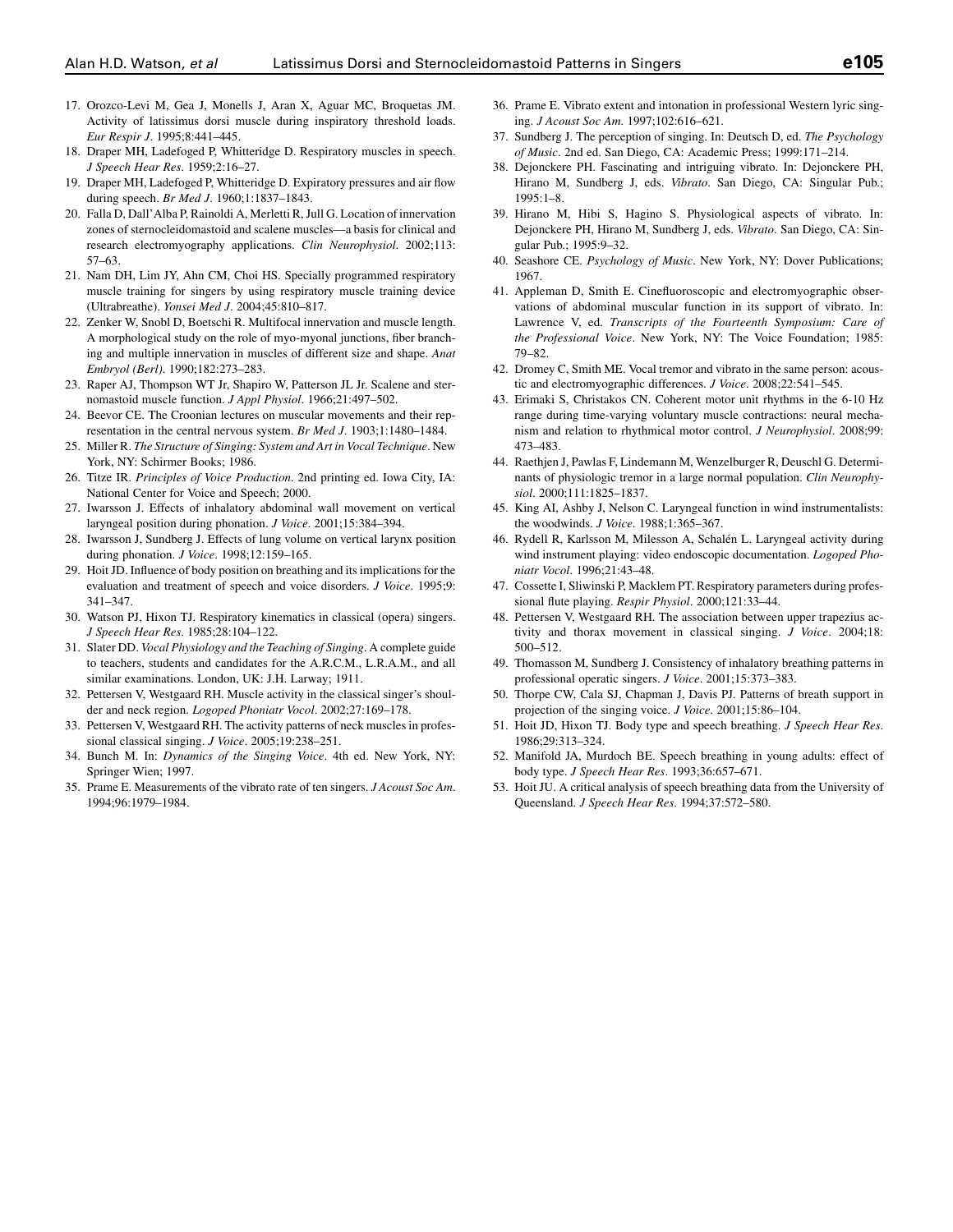17. Orozco-Levi M, Gea J, Monells J, Aran X, Aguar MC, Broquetas JM. Activity of latissimus dorsi muscle during inspiratory threshold loads. *Eur Respir J*. 1995;8:441–445.
18. Draper MH, Ladefoged P, Whitteridge D. Respiratory muscles in speech. *J Speech Hear Res*. 1959;2:16–27.
19. Draper MH, Ladefoged P, Whitteridge D. Expiratory pressures and air flow during speech. *Br Med J*. 1960;1:1837–1843.
20. Falla D, Dall'Alba P, Rainoldi A, Merletti R, Jull G. Location of innervation zones of sternocleidomastoid and scalene muscles—a basis for clinical and research electromyography applications. *Clin Neurophysiol*. 2002;113: 57–63.
21. Nam DH, Lim JY, Ahn CM, Choi HS. Specially programmed respiratory muscle training for singers by using respiratory muscle training device (Ultrabreathe). *Yonsei Med J*. 2004;45:810–817.
22. Zenker W, Snobl D, Boetschi R. Multifocal innervation and muscle length. A morphological study on the role of myo-myonal junctions, fiber branching and multiple innervation in muscles of different size and shape. *Anat Embryol (Berl)*. 1990;182:273–283.
23. Raper AJ, Thompson WT Jr, Shapiro W, Patterson JL Jr. Scalene and sternomastoid muscle function. *J Appl Physiol*. 1966;21:497–502.
24. Beevor CE. The Croonian lectures on muscular movements and their representation in the central nervous system. *Br Med J*. 1903;1:1480–1484.
25. Miller R. *The Structure of Singing: System and Art in Vocal Technique*. New York, NY: Schirmer Books; 1986.
26. Titze IR. *Principles of Voice Production*. 2nd printing ed. Iowa City, IA: National Center for Voice and Speech; 2000.
27. Iwarsson J. Effects of inhalatory abdominal wall movement on vertical laryngeal position during phonation. *J Voice*. 2001;15:384–394.
28. Iwarsson J, Sundberg J. Effects of lung volume on vertical larynx position during phonation. *J Voice*. 1998;12:159–165.
29. Hoit JD. Influence of body position on breathing and its implications for the evaluation and treatment of speech and voice disorders. *J Voice*. 1995;9: 341–347.
30. Watson PJ, Hixon TJ. Respiratory kinematics in classical (opera) singers. *J Speech Hear Res*. 1985;28:104–122.
31. Slater DD. *Vocal Physiology and the Teaching of Singing*. A complete guide to teachers, students and candidates for the A.R.C.M., L.R.A.M., and all similar examinations. London, UK: J.H. Larway; 1911.
32. Pettersen V, Westgaard RH. Muscle activity in the classical singer's shoulder and neck region. *Logoped Phoniatr Vocol*. 2002;27:169–178.
33. Pettersen V, Westgaard RH. The activity patterns of neck muscles in professional classical singing. *J Voice*. 2005;19:238–251.
34. Bunch M. In: *Dynamics of the Singing Voice*. 4th ed. New York, NY: Springer Wien; 1997.
35. Prame E. Measurements of the vibrato rate of ten singers. *J Acoust Soc Am*. 1994;96:1979–1984.
36. Prame E. Vibrato extent and intonation in professional Western lyric singing. *J Acoust Soc Am*. 1997;102:616–621.
37. Sundberg J. The perception of singing. In: Deutsch D, ed. *The Psychology of Music*. 2nd ed. San Diego, CA: Academic Press; 1999:171–214.
38. Dejonckere PH. Fascinating and intriguing vibrato. In: Dejonckere PH, Hirano M, Sundberg J, eds. *Vibrato*. San Diego, CA: Singular Pub.; 1995:1–8.
39. Hirano M, Hibi S, Hagino S. Physiological aspects of vibrato. In: Dejonckere PH, Hirano M, Sundberg J, eds. *Vibrato*. San Diego, CA: Singular Pub.; 1995:9–32.
40. Seashore CE. *Psychology of Music*. New York, NY: Dover Publications; 1967.
41. Appleman D, Smith E. Cinefluoroscopic and electromyographic observations of abdominal muscular function in its support of vibrato. In: Lawrence V, ed. *Transcripts of the Fourteenth Symposium: Care of the Professional Voice*. New York, NY: The Voice Foundation; 1985: 79–82.
42. Dromey C, Smith ME. Vocal tremor and vibrato in the same person: acoustic and electromyographic differences. *J Voice*. 2008;22:541–545.
43. Erimaki S, Christakos CN. Coherent motor unit rhythms in the 6-10 Hz range during time-varying voluntary muscle contractions: neural mechanism and relation to rhythmical motor control. *J Neurophysiol*. 2008;99: 473–483.
44. Raethjen J, Pawlas F, Lindemann M, Wenzelburger R, Deuschl G. Determinants of physiologic tremor in a large normal population. *Clin Neurophysiol*. 2000;111:1825–1837.
45. King AI, Ashby J, Nelson C. Laryngeal function in wind instrumentalists: the woodwinds. *J Voice*. 1988;1:365–367.
46. Rydell R, Karlsson M, Milesson A, Schalén L. Laryngeal activity during wind instrument playing: video endoscopic documentation. *Logoped Phoniatr Vocol*. 1996;21:43–48.
47. Cossette I, Sliwinski P, Macklem PT. Respiratory parameters during professional flute playing. *Respir Physiol*. 2000;121:33–44.
48. Pettersen V, Westgaard RH. The association between upper trapezius activity and thorax movement in classical singing. *J Voice*. 2004;18: 500–512.
49. Thomasson M, Sundberg J. Consistency of inhalatory breathing patterns in professional operatic singers. *J Voice*. 2001;15:373–383.
50. Thorpe CW, Cala SJ, Chapman J, Davis PJ. Patterns of breath support in projection of the singing voice. *J Voice*. 2001;15:86–104.
51. Hoit JD, Hixon TJ. Body type and speech breathing. *J Speech Hear Res*. 1986;29:313–324.
52. Manifold JA, Murdoch BE. Speech breathing in young adults: effect of body type. *J Speech Hear Res*. 1993;36:657–671.
53. Hoit JU. A critical analysis of speech breathing data from the University of Queensland. *J Speech Hear Res*. 1994;37:572–580.